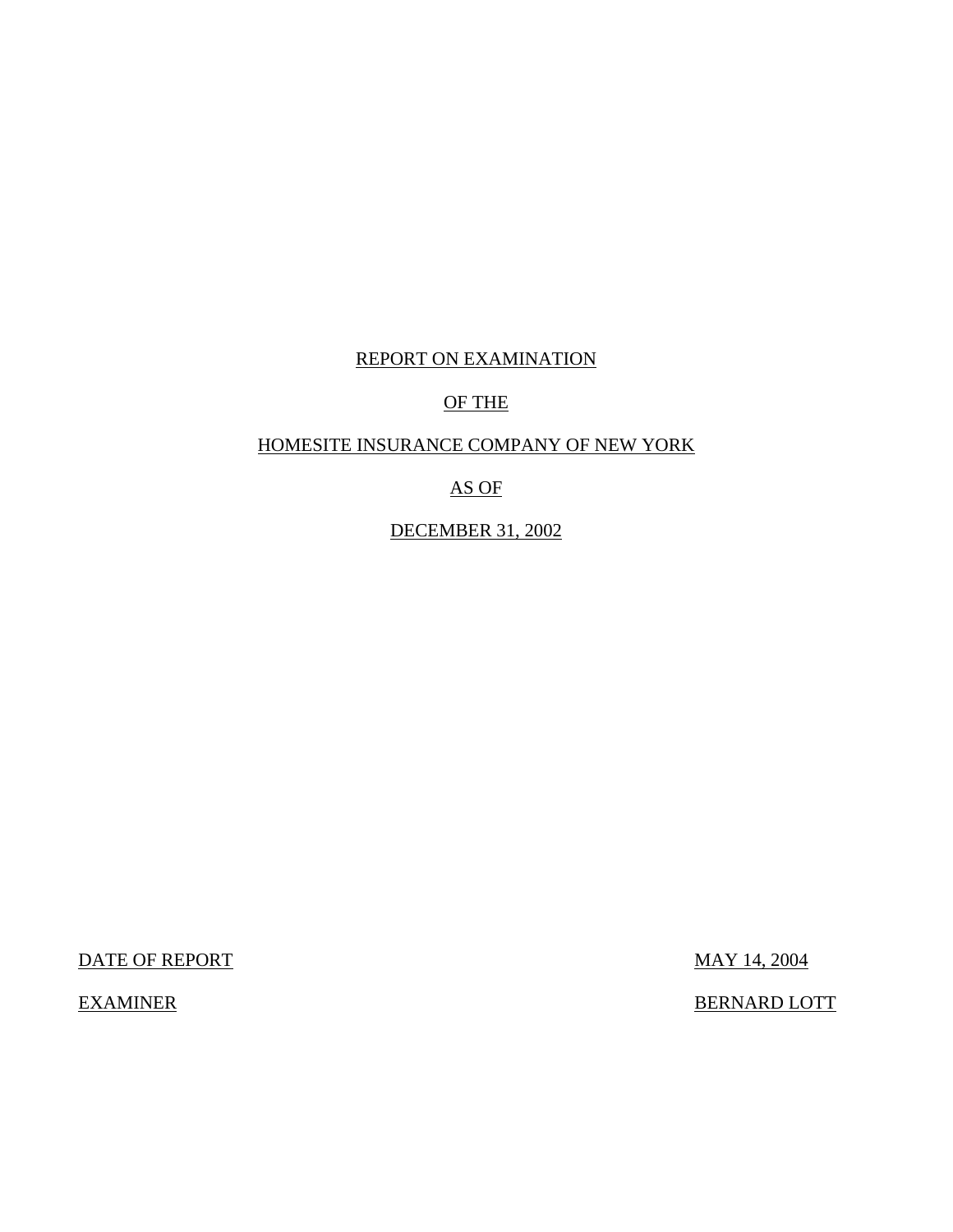# REPORT ON EXAMINATION

# OF THE

# HOMESITE INSURANCE COMPANY OF NEW YORK

# AS OF

# DECEMBER 31, 2002

| | |
|---|---|
| DATE OF REPORT | MAY 14, 2004 |
| EXAMINER | BERNARD LOTT |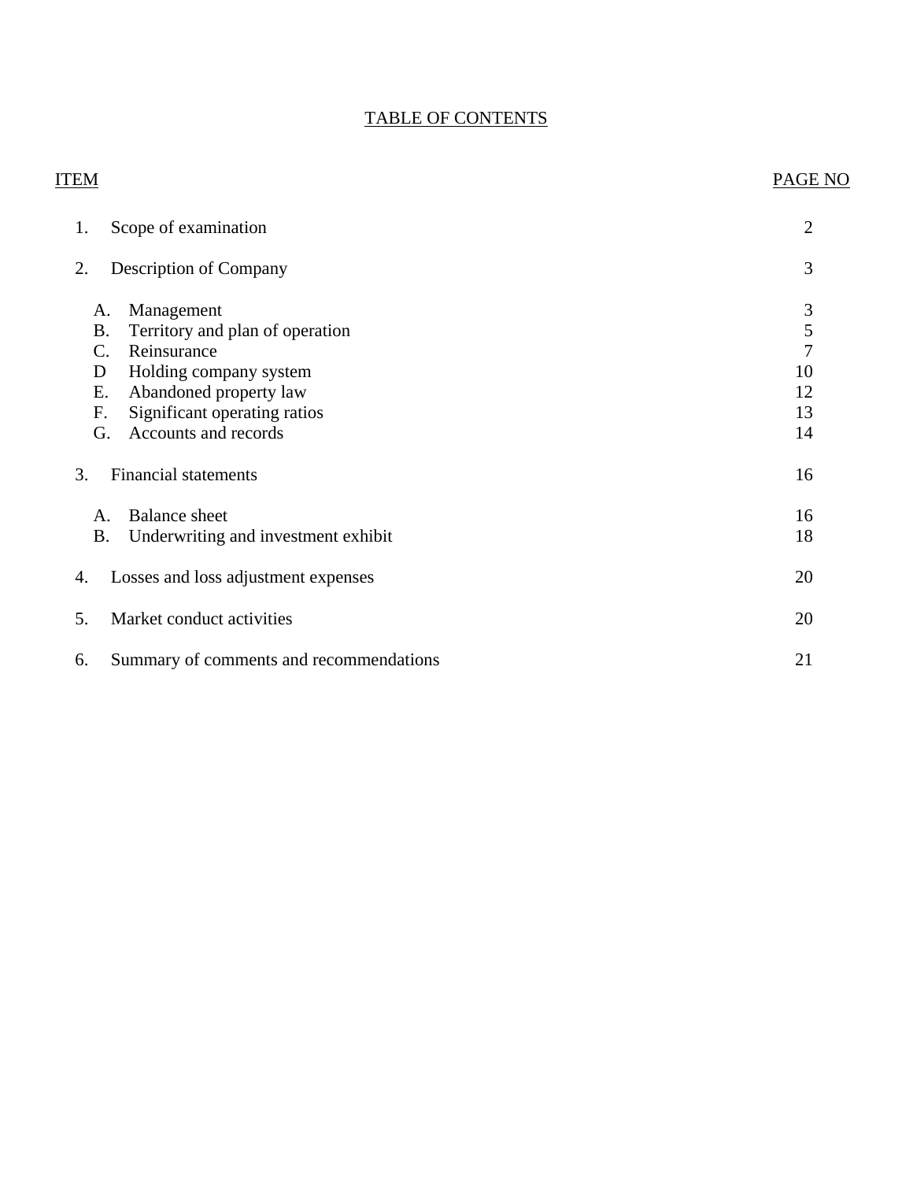# TABLE OF CONTENTS

| ITEM | | PAGE NO |
|---|---|---|
| 1. | Scope of examination | 2 |
| 2. | Description of Company | 3 |
| | A. Management | 3 |
| | B. Territory and plan of operation | 5 |
| | C. Reinsurance | 7 |
| | D Holding company system | 10 |
| | E. Abandoned property law | 12 |
| | F. Significant operating ratios | 13 |
| | G. Accounts and records | 14 |
| 3. | Financial statements | 16 |
| | A. Balance sheet | 16 |
| | B. Underwriting and investment exhibit | 18 |
| 4. | Losses and loss adjustment expenses | 20 |
| 5. | Market conduct activities | 20 |
| 6. | Summary of comments and recommendations | 21 |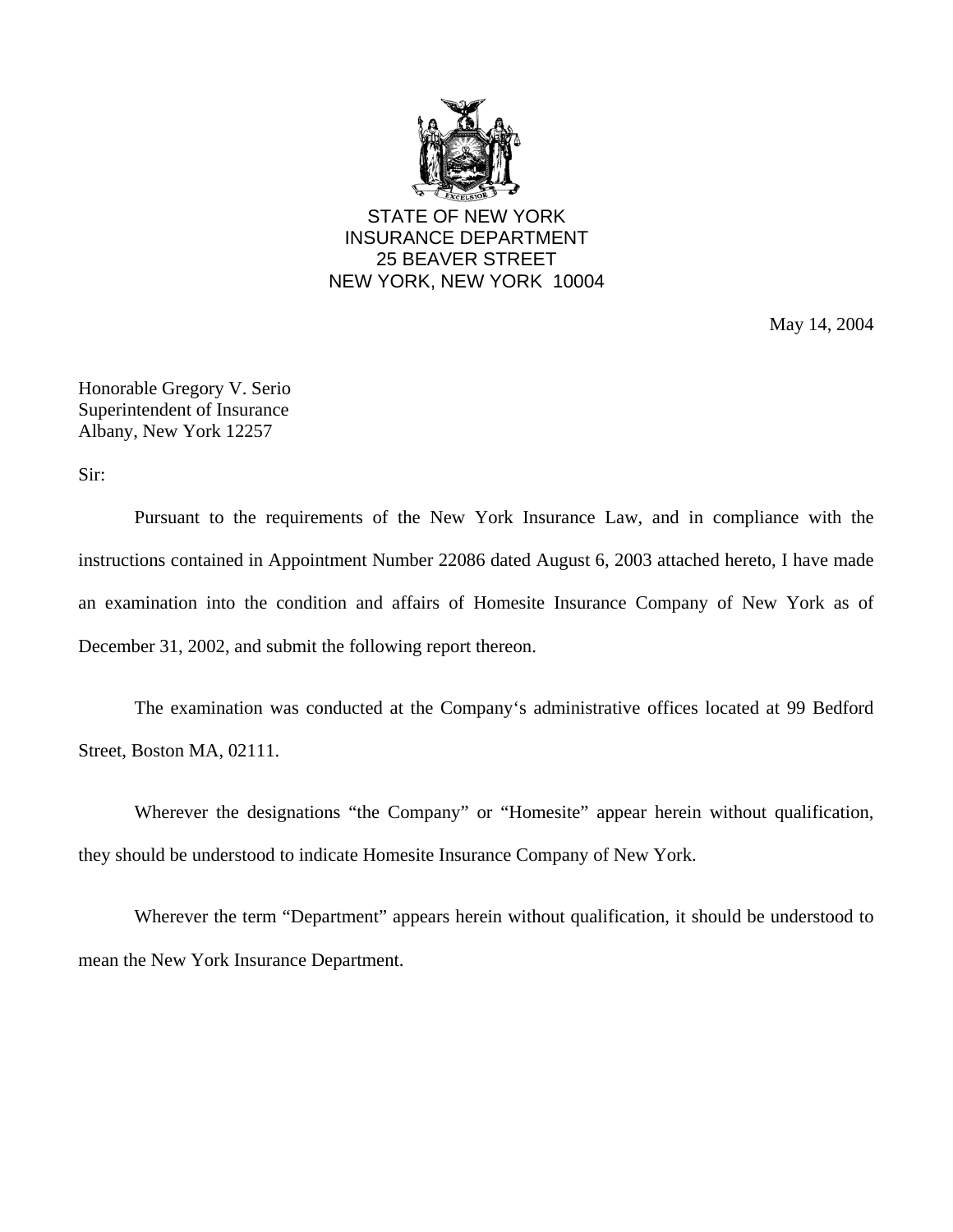STATE OF NEW YORK
INSURANCE DEPARTMENT
25 BEAVER STREET
NEW YORK, NEW YORK 10004

May 14, 2004

Honorable Gregory V. Serio
Superintendent of Insurance
Albany, New York 12257

Sir:

Pursuant to the requirements of the New York Insurance Law, and in compliance with the instructions contained in Appointment Number 22086 dated August 6, 2003 attached hereto, I have made an examination into the condition and affairs of Homesite Insurance Company of New York as of December 31, 2002, and submit the following report thereon.

The examination was conducted at the Company's administrative offices located at 99 Bedford Street, Boston MA, 02111.

Wherever the designations "the Company" or "Homesite" appear herein without qualification, they should be understood to indicate Homesite Insurance Company of New York.

Wherever the term "Department" appears herein without qualification, it should be understood to mean the New York Insurance Department.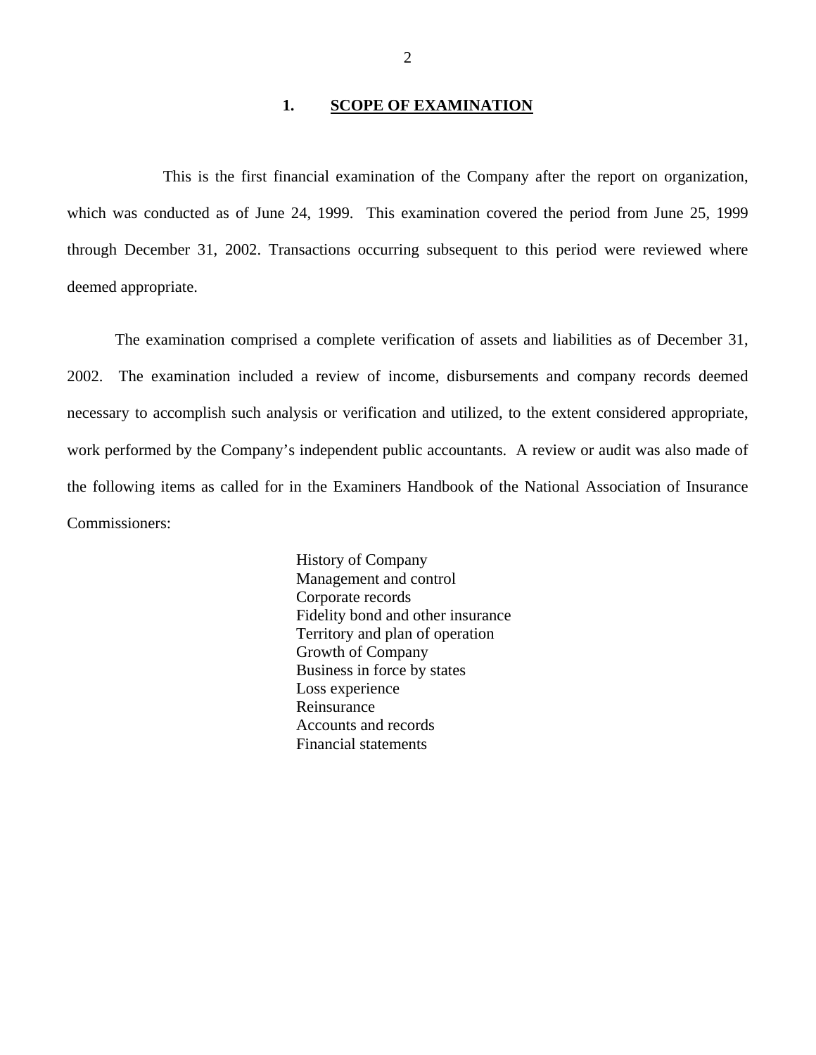## 1. SCOPE OF EXAMINATION

This is the first financial examination of the Company after the report on organization, which was conducted as of June 24, 1999. This examination covered the period from June 25, 1999 through December 31, 2002. Transactions occurring subsequent to this period were reviewed where deemed appropriate.

The examination comprised a complete verification of assets and liabilities as of December 31, 2002. The examination included a review of income, disbursements and company records deemed necessary to accomplish such analysis or verification and utilized, to the extent considered appropriate, work performed by the Company's independent public accountants. A review or audit was also made of the following items as called for in the Examiners Handbook of the National Association of Insurance Commissioners:

- History of Company
- Management and control
- Corporate records
- Fidelity bond and other insurance
- Territory and plan of operation
- Growth of Company
- Business in force by states
- Loss experience
- Reinsurance
- Accounts and records
- Financial statements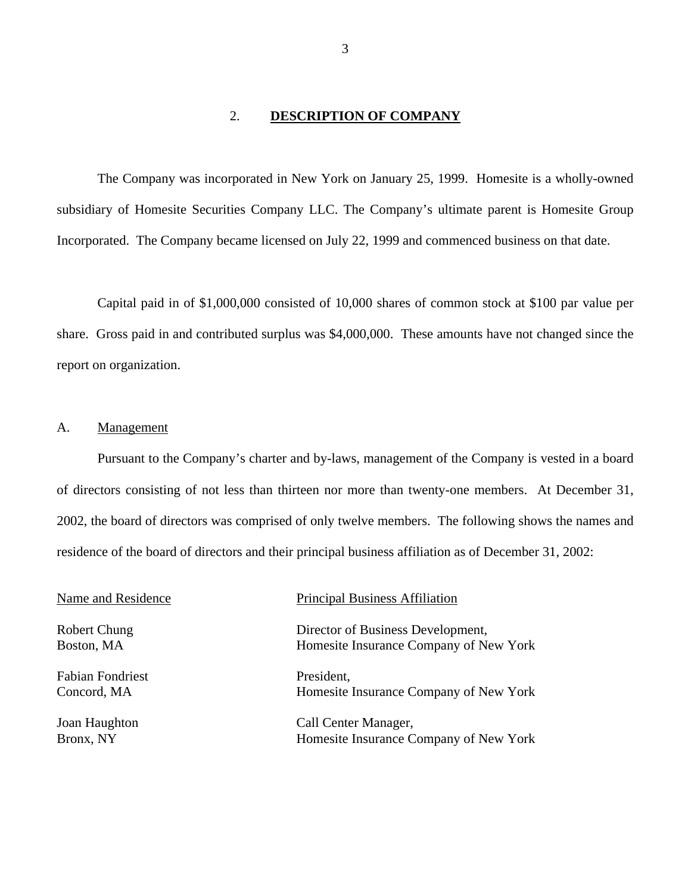## 2. DESCRIPTION OF COMPANY

The Company was incorporated in New York on January 25, 1999. Homesite is a wholly-owned subsidiary of Homesite Securities Company LLC. The Company's ultimate parent is Homesite Group Incorporated. The Company became licensed on July 22, 1999 and commenced business on that date.

Capital paid in of $1,000,000 consisted of 10,000 shares of common stock at $100 par value per share. Gross paid in and contributed surplus was $4,000,000. These amounts have not changed since the report on organization.

### A. Management

Pursuant to the Company's charter and by-laws, management of the Company is vested in a board of directors consisting of not less than thirteen nor more than twenty-one members. At December 31, 2002, the board of directors was comprised of only twelve members. The following shows the names and residence of the board of directors and their principal business affiliation as of December 31, 2002:

| Name and Residence | Principal Business Affiliation |
|---|---|
| Robert Chung<br>Boston, MA | Director of Business Development,<br>Homesite Insurance Company of New York |
| Fabian Fondriest<br>Concord, MA | President,<br>Homesite Insurance Company of New York |
| Joan Haughton<br>Bronx, NY | Call Center Manager,<br>Homesite Insurance Company of New York |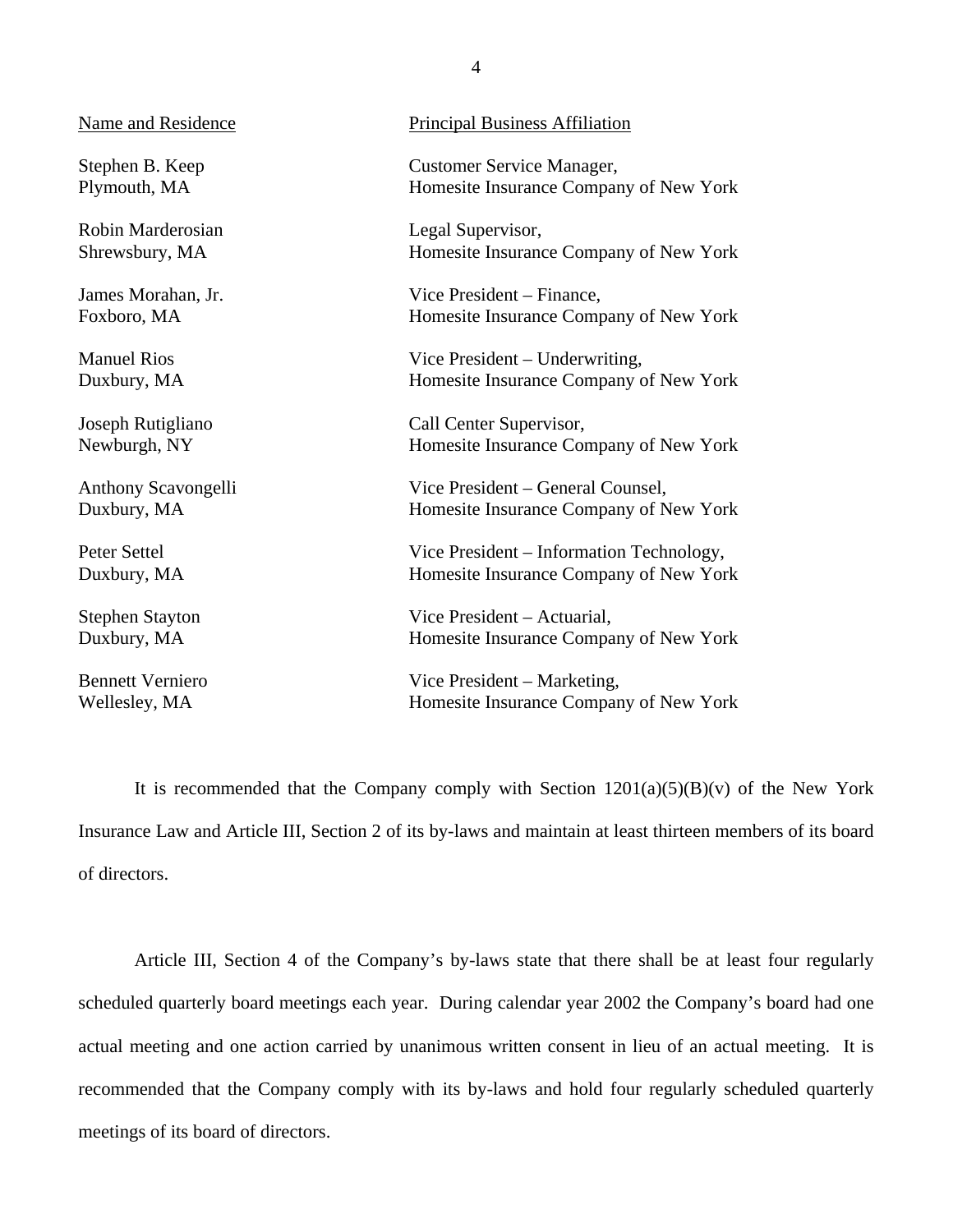| Name and Residence | Principal Business Affiliation |
|---|---|
| Stephen B. Keep<br>Plymouth, MA | Customer Service Manager,<br>Homesite Insurance Company of New York |
| Robin Marderosian<br>Shrewsbury, MA | Legal Supervisor,<br>Homesite Insurance Company of New York |
| James Morahan, Jr.<br>Foxboro, MA | Vice President – Finance,<br>Homesite Insurance Company of New York |
| Manuel Rios<br>Duxbury, MA | Vice President – Underwriting,<br>Homesite Insurance Company of New York |
| Joseph Rutigliano<br>Newburgh, NY | Call Center Supervisor,<br>Homesite Insurance Company of New York |
| Anthony Scavongelli<br>Duxbury, MA | Vice President – General Counsel,<br>Homesite Insurance Company of New York |
| Peter Settel<br>Duxbury, MA | Vice President – Information Technology,<br>Homesite Insurance Company of New York |
| Stephen Stayton<br>Duxbury, MA | Vice President – Actuarial,<br>Homesite Insurance Company of New York |
| Bennett Verniero<br>Wellesley, MA | Vice President – Marketing,<br>Homesite Insurance Company of New York |

It is recommended that the Company comply with Section 1201(a)(5)(B)(v) of the New York Insurance Law and Article III, Section 2 of its by-laws and maintain at least thirteen members of its board of directors.

Article III, Section 4 of the Company's by-laws state that there shall be at least four regularly scheduled quarterly board meetings each year. During calendar year 2002 the Company's board had one actual meeting and one action carried by unanimous written consent in lieu of an actual meeting. It is recommended that the Company comply with its by-laws and hold four regularly scheduled quarterly meetings of its board of directors.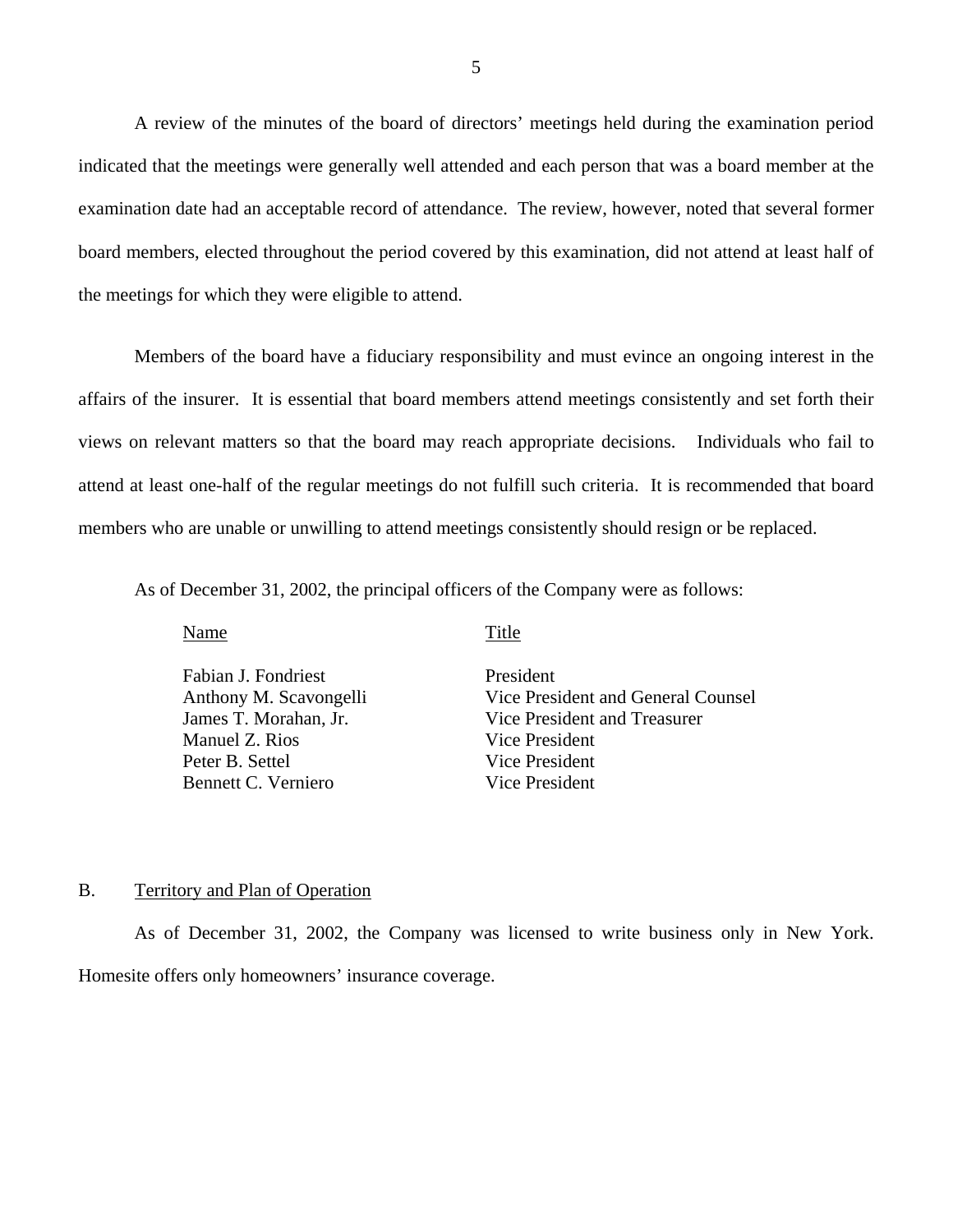A review of the minutes of the board of directors' meetings held during the examination period indicated that the meetings were generally well attended and each person that was a board member at the examination date had an acceptable record of attendance. The review, however, noted that several former board members, elected throughout the period covered by this examination, did not attend at least half of the meetings for which they were eligible to attend.

Members of the board have a fiduciary responsibility and must evince an ongoing interest in the affairs of the insurer. It is essential that board members attend meetings consistently and set forth their views on relevant matters so that the board may reach appropriate decisions. Individuals who fail to attend at least one-half of the regular meetings do not fulfill such criteria. It is recommended that board members who are unable or unwilling to attend meetings consistently should resign or be replaced.

As of December 31, 2002, the principal officers of the Company were as follows:

| Name | Title |
|---|---|
| Fabian J. Fondriest | President |
| Anthony M. Scavongelli | Vice President and General Counsel |
| James T. Morahan, Jr. | Vice President and Treasurer |
| Manuel Z. Rios | Vice President |
| Peter B. Settel | Vice President |
| Bennett C. Verniero | Vice President |

## B. Territory and Plan of Operation

As of December 31, 2002, the Company was licensed to write business only in New York. Homesite offers only homeowners' insurance coverage.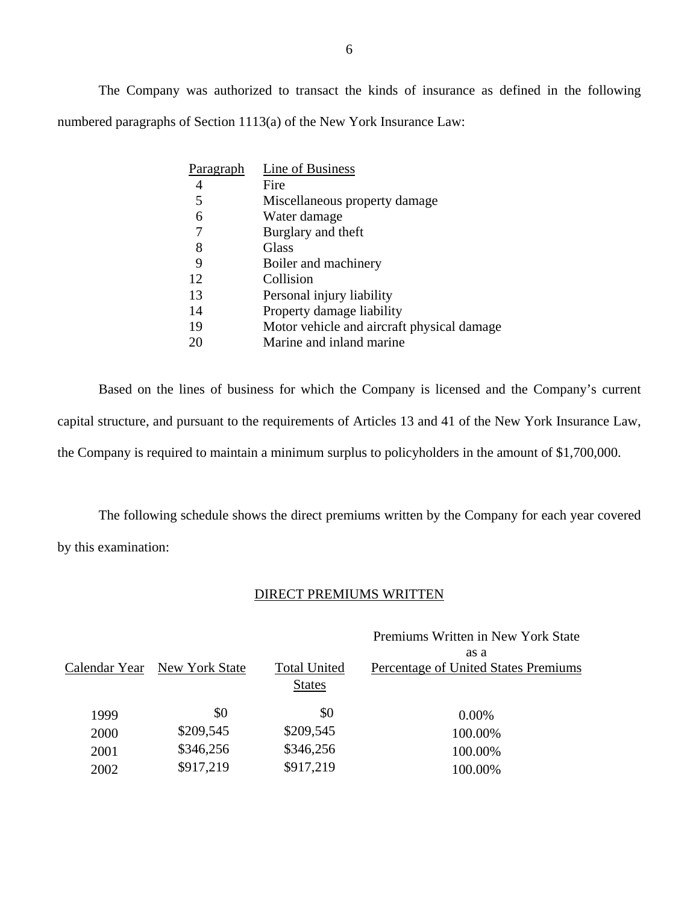The Company was authorized to transact the kinds of insurance as defined in the following numbered paragraphs of Section 1113(a) of the New York Insurance Law:

| Paragraph | Line of Business |
|---|---|
| 4 | Fire |
| 5 | Miscellaneous property damage |
| 6 | Water damage |
| 7 | Burglary and theft |
| 8 | Glass |
| 9 | Boiler and machinery |
| 12 | Collision |
| 13 | Personal injury liability |
| 14 | Property damage liability |
| 19 | Motor vehicle and aircraft physical damage |
| 20 | Marine and inland marine |

Based on the lines of business for which the Company is licensed and the Company's current capital structure, and pursuant to the requirements of Articles 13 and 41 of the New York Insurance Law, the Company is required to maintain a minimum surplus to policyholders in the amount of $1,700,000.

The following schedule shows the direct premiums written by the Company for each year covered by this examination:

DIRECT PREMIUMS WRITTEN

| Calendar Year | New York State | Total United States | Premiums Written in New York State as a Percentage of United States Premiums |
|---|---|---|---|
| 1999 | $0 | $0 | 0.00% |
| 2000 | $209,545 | $209,545 | 100.00% |
| 2001 | $346,256 | $346,256 | 100.00% |
| 2002 | $917,219 | $917,219 | 100.00% |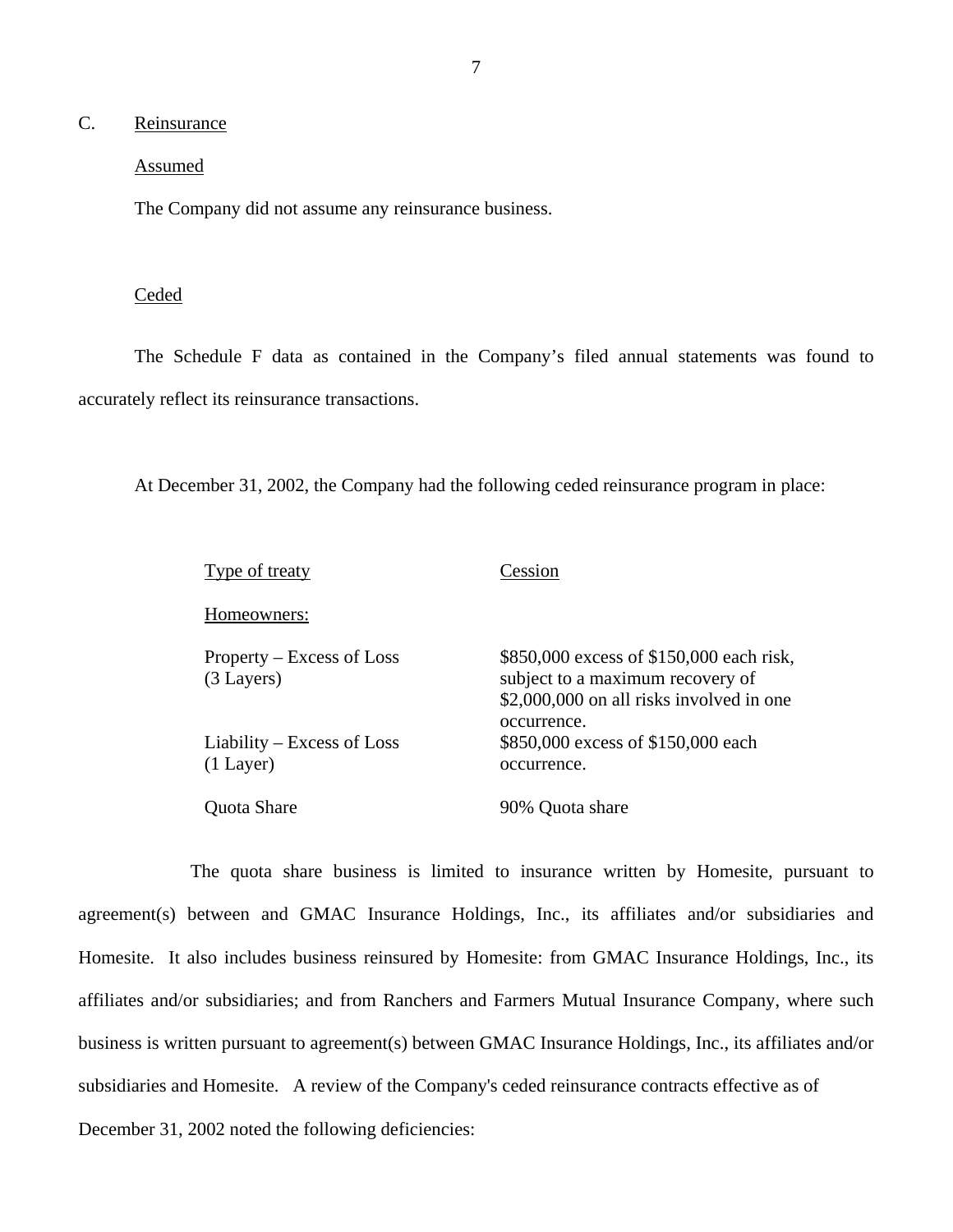## C. Reinsurance

### Assumed

The Company did not assume any reinsurance business.

### Ceded

The Schedule F data as contained in the Company's filed annual statements was found to accurately reflect its reinsurance transactions.

At December 31, 2002, the Company had the following ceded reinsurance program in place:

| Type of treaty | Cession |
|---|---|
| Homeowners: | |
| Property – Excess of Loss (3 Layers) | \$850,000 excess of \$150,000 each risk, subject to a maximum recovery of \$2,000,000 on all risks involved in one occurrence. |
| Liability – Excess of Loss (1 Layer) | \$850,000 excess of \$150,000 each occurrence. |
| Quota Share | 90% Quota share |

The quota share business is limited to insurance written by Homesite, pursuant to agreement(s) between and GMAC Insurance Holdings, Inc., its affiliates and/or subsidiaries and Homesite. It also includes business reinsured by Homesite: from GMAC Insurance Holdings, Inc., its affiliates and/or subsidiaries; and from Ranchers and Farmers Mutual Insurance Company, where such business is written pursuant to agreement(s) between GMAC Insurance Holdings, Inc., its affiliates and/or subsidiaries and Homesite. A review of the Company's ceded reinsurance contracts effective as of December 31, 2002 noted the following deficiencies: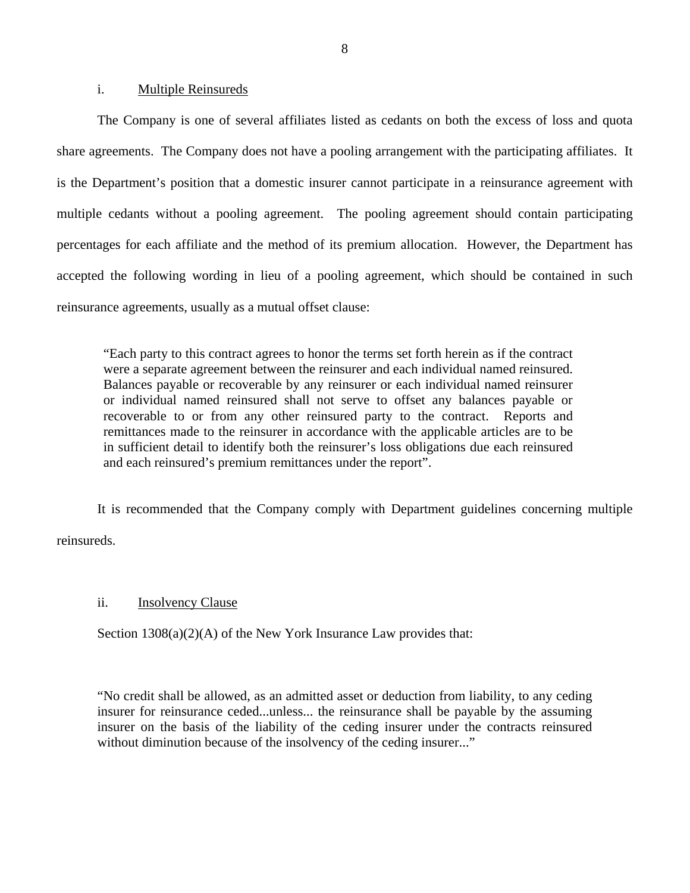i. Multiple Reinsureds

The Company is one of several affiliates listed as cedants on both the excess of loss and quota share agreements. The Company does not have a pooling arrangement with the participating affiliates. It is the Department's position that a domestic insurer cannot participate in a reinsurance agreement with multiple cedants without a pooling agreement. The pooling agreement should contain participating percentages for each affiliate and the method of its premium allocation. However, the Department has accepted the following wording in lieu of a pooling agreement, which should be contained in such reinsurance agreements, usually as a mutual offset clause:

> "Each party to this contract agrees to honor the terms set forth herein as if the contract were a separate agreement between the reinsurer and each individual named reinsured. Balances payable or recoverable by any reinsurer or each individual named reinsurer or individual named reinsured shall not serve to offset any balances payable or recoverable to or from any other reinsured party to the contract. Reports and remittances made to the reinsurer in accordance with the applicable articles are to be in sufficient detail to identify both the reinsurer's loss obligations due each reinsured and each reinsured's premium remittances under the report".

It is recommended that the Company comply with Department guidelines concerning multiple reinsureds.

ii. Insolvency Clause

Section 1308(a)(2)(A) of the New York Insurance Law provides that:

> "No credit shall be allowed, as an admitted asset or deduction from liability, to any ceding insurer for reinsurance ceded...unless... the reinsurance shall be payable by the assuming insurer on the basis of the liability of the ceding insurer under the contracts reinsured without diminution because of the insolvency of the ceding insurer..."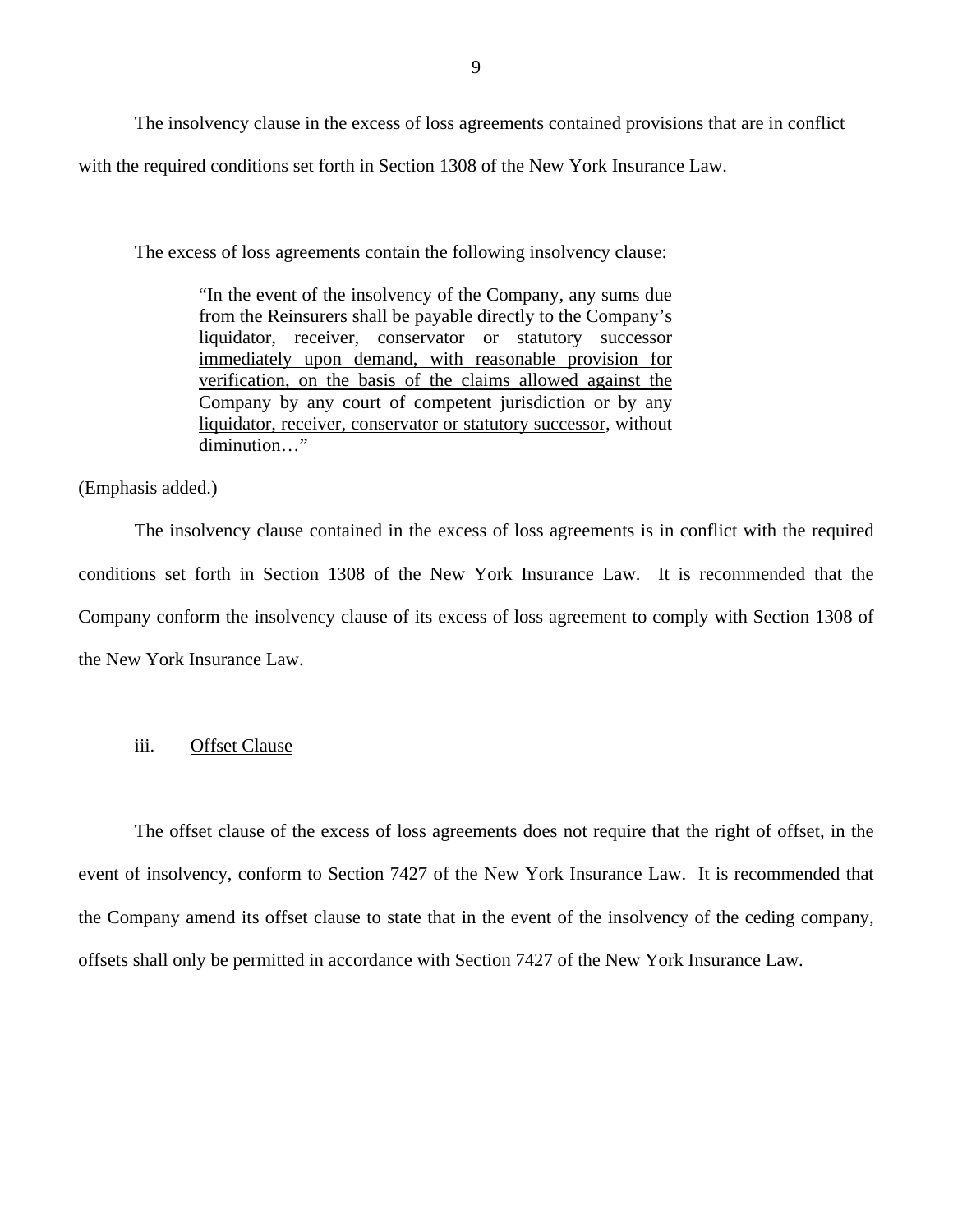The insolvency clause in the excess of loss agreements contained provisions that are in conflict with the required conditions set forth in Section 1308 of the New York Insurance Law.

The excess of loss agreements contain the following insolvency clause:

> "In the event of the insolvency of the Company, any sums due from the Reinsurers shall be payable directly to the Company's liquidator, receiver, conservator or statutory successor <u>immediately upon demand, with reasonable provision for verification, on the basis of the claims allowed against the Company by any court of competent jurisdiction or by any liquidator, receiver, conservator or statutory successor</u>, without diminution…"

(Emphasis added.)

The insolvency clause contained in the excess of loss agreements is in conflict with the required conditions set forth in Section 1308 of the New York Insurance Law. It is recommended that the Company conform the insolvency clause of its excess of loss agreement to comply with Section 1308 of the New York Insurance Law.

iii. <u>Offset Clause</u>

The offset clause of the excess of loss agreements does not require that the right of offset, in the event of insolvency, conform to Section 7427 of the New York Insurance Law. It is recommended that the Company amend its offset clause to state that in the event of the insolvency of the ceding company, offsets shall only be permitted in accordance with Section 7427 of the New York Insurance Law.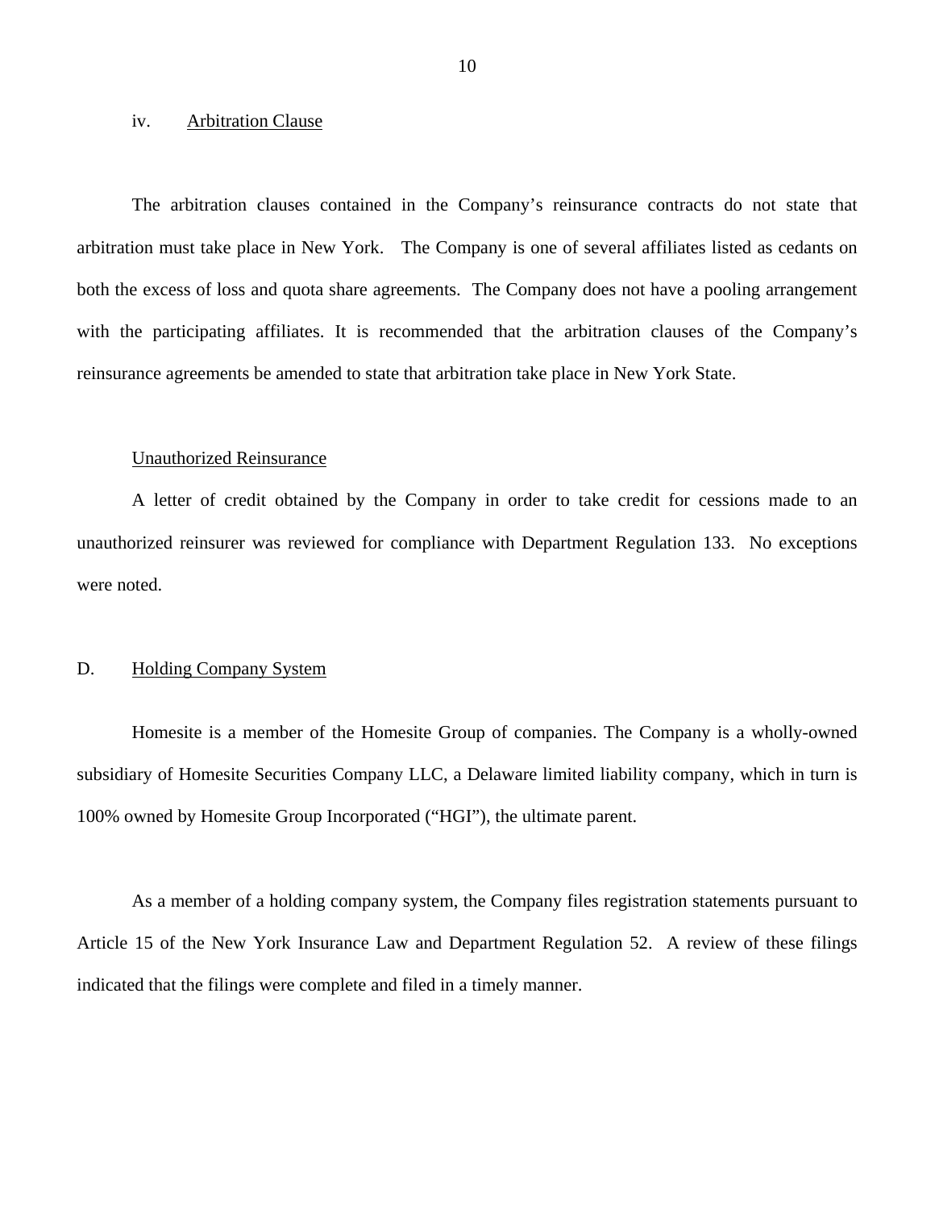iv. Arbitration Clause

The arbitration clauses contained in the Company's reinsurance contracts do not state that arbitration must take place in New York. The Company is one of several affiliates listed as cedants on both the excess of loss and quota share agreements. The Company does not have a pooling arrangement with the participating affiliates. It is recommended that the arbitration clauses of the Company's reinsurance agreements be amended to state that arbitration take place in New York State.

Unauthorized Reinsurance

A letter of credit obtained by the Company in order to take credit for cessions made to an unauthorized reinsurer was reviewed for compliance with Department Regulation 133. No exceptions were noted.

## D. Holding Company System

Homesite is a member of the Homesite Group of companies. The Company is a wholly-owned subsidiary of Homesite Securities Company LLC, a Delaware limited liability company, which in turn is 100% owned by Homesite Group Incorporated ("HGI"), the ultimate parent.

As a member of a holding company system, the Company files registration statements pursuant to Article 15 of the New York Insurance Law and Department Regulation 52. A review of these filings indicated that the filings were complete and filed in a timely manner.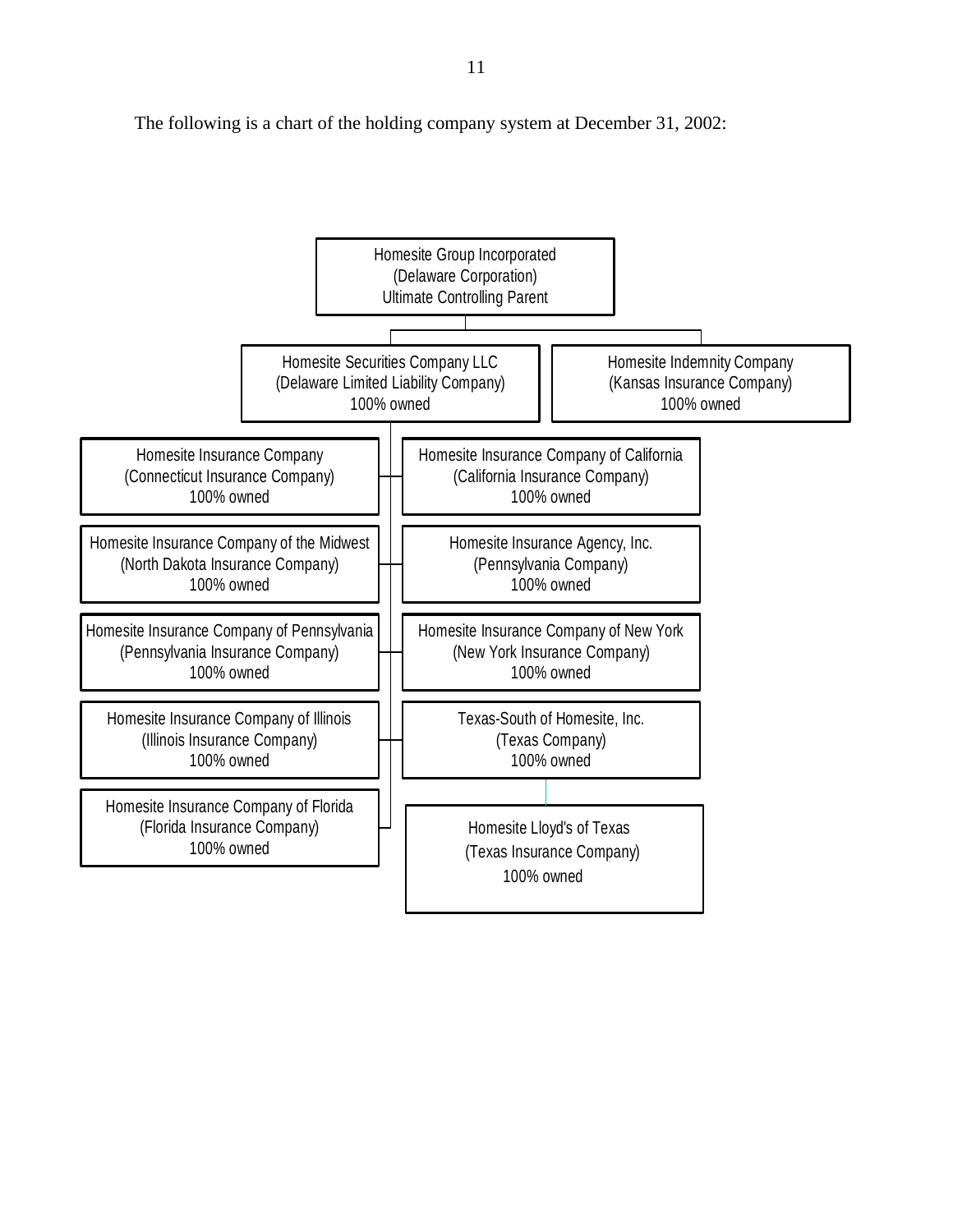The following is a chart of the holding company system at December 31, 2002:

- **Homesite Group Incorporated** (Delaware Corporation) Ultimate Controlling Parent
  - **Homesite Securities Company LLC** (Delaware Limited Liability Company) 100% owned
    - Homesite Insurance Company (Connecticut Insurance Company) 100% owned
    - Homesite Insurance Company of the Midwest (North Dakota Insurance Company) 100% owned
    - Homesite Insurance Company of Pennsylvania (Pennsylvania Insurance Company) 100% owned
    - Homesite Insurance Company of Illinois (Illinois Insurance Company) 100% owned
    - Homesite Insurance Company of Florida (Florida Insurance Company) 100% owned
    - Homesite Insurance Company of California (California Insurance Company) 100% owned
    - Homesite Insurance Agency, Inc. (Pennsylvania Company) 100% owned
    - Homesite Insurance Company of New York (New York Insurance Company) 100% owned
    - Texas-South of Homesite, Inc. (Texas Company) 100% owned
      - Homesite Lloyd's of Texas (Texas Insurance Company) 100% owned
  - **Homesite Indemnity Company** (Kansas Insurance Company) 100% owned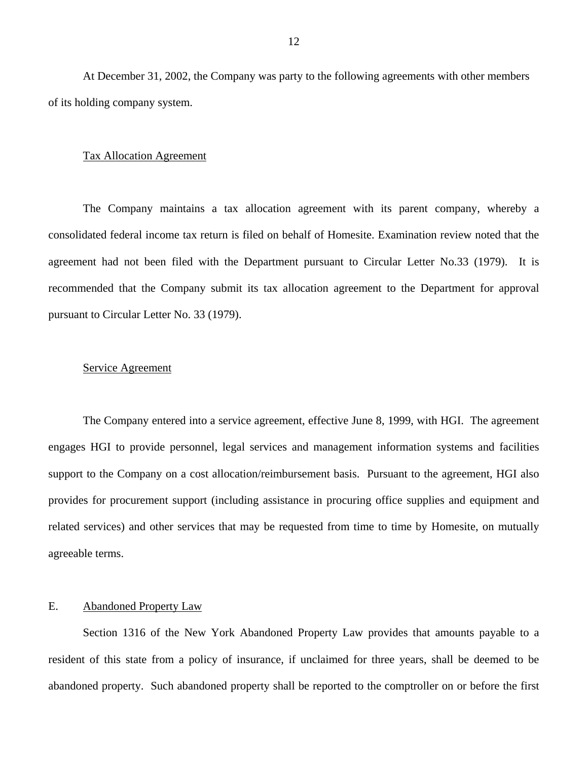At December 31, 2002, the Company was party to the following agreements with other members of its holding company system.

Tax Allocation Agreement

The Company maintains a tax allocation agreement with its parent company, whereby a consolidated federal income tax return is filed on behalf of Homesite. Examination review noted that the agreement had not been filed with the Department pursuant to Circular Letter No.33 (1979). It is recommended that the Company submit its tax allocation agreement to the Department for approval pursuant to Circular Letter No. 33 (1979).

Service Agreement

The Company entered into a service agreement, effective June 8, 1999, with HGI. The agreement engages HGI to provide personnel, legal services and management information systems and facilities support to the Company on a cost allocation/reimbursement basis. Pursuant to the agreement, HGI also provides for procurement support (including assistance in procuring office supplies and equipment and related services) and other services that may be requested from time to time by Homesite, on mutually agreeable terms.

## E. Abandoned Property Law

Section 1316 of the New York Abandoned Property Law provides that amounts payable to a resident of this state from a policy of insurance, if unclaimed for three years, shall be deemed to be abandoned property. Such abandoned property shall be reported to the comptroller on or before the first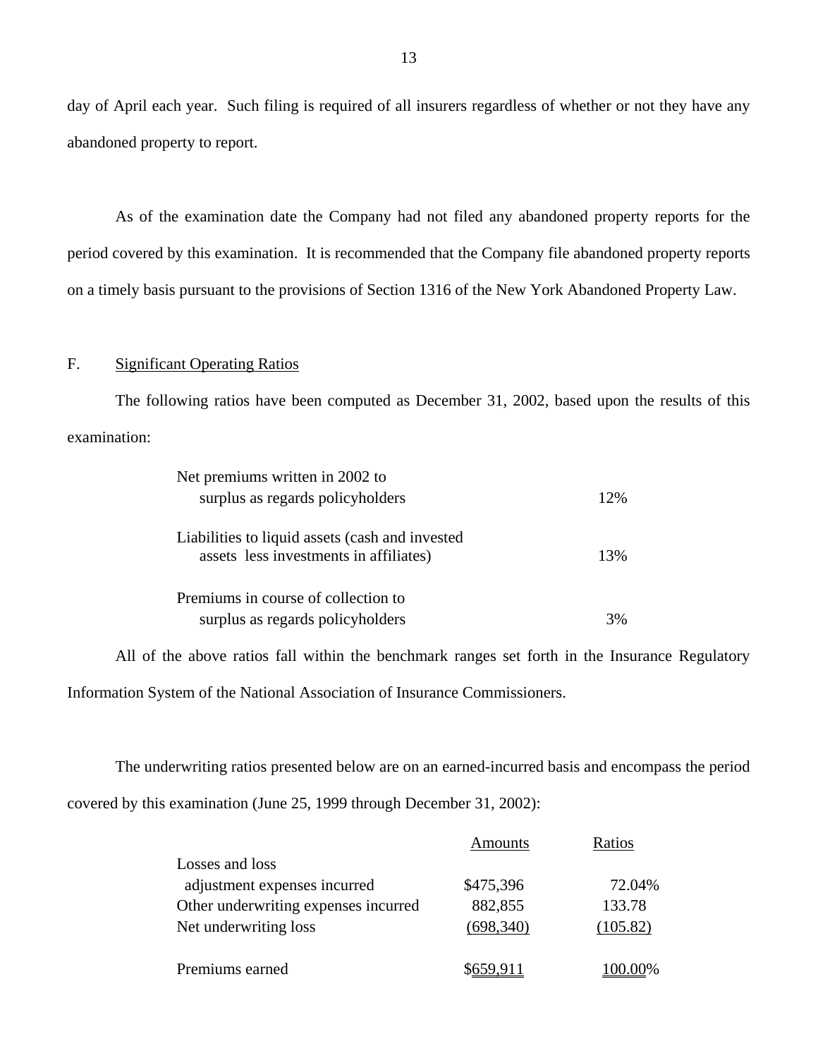day of April each year. Such filing is required of all insurers regardless of whether or not they have any abandoned property to report.

As of the examination date the Company had not filed any abandoned property reports for the period covered by this examination. It is recommended that the Company file abandoned property reports on a timely basis pursuant to the provisions of Section 1316 of the New York Abandoned Property Law.

F. Significant Operating Ratios

The following ratios have been computed as December 31, 2002, based upon the results of this examination:

| | |
|---|---|
| Net premiums written in 2002 to surplus as regards policyholders | 12% |
| Liabilities to liquid assets (cash and invested assets less investments in affiliates) | 13% |
| Premiums in course of collection to surplus as regards policyholders | 3% |

All of the above ratios fall within the benchmark ranges set forth in the Insurance Regulatory Information System of the National Association of Insurance Commissioners.

The underwriting ratios presented below are on an earned-incurred basis and encompass the period covered by this examination (June 25, 1999 through December 31, 2002):

| | Amounts | Ratios |
|---|---|---|
| Losses and loss adjustment expenses incurred | $475,396 | 72.04% |
| Other underwriting expenses incurred | 882,855 | 133.78 |
| Net underwriting loss | (698,340) | (105.82) |
| Premiums earned | $659,911 | 100.00% |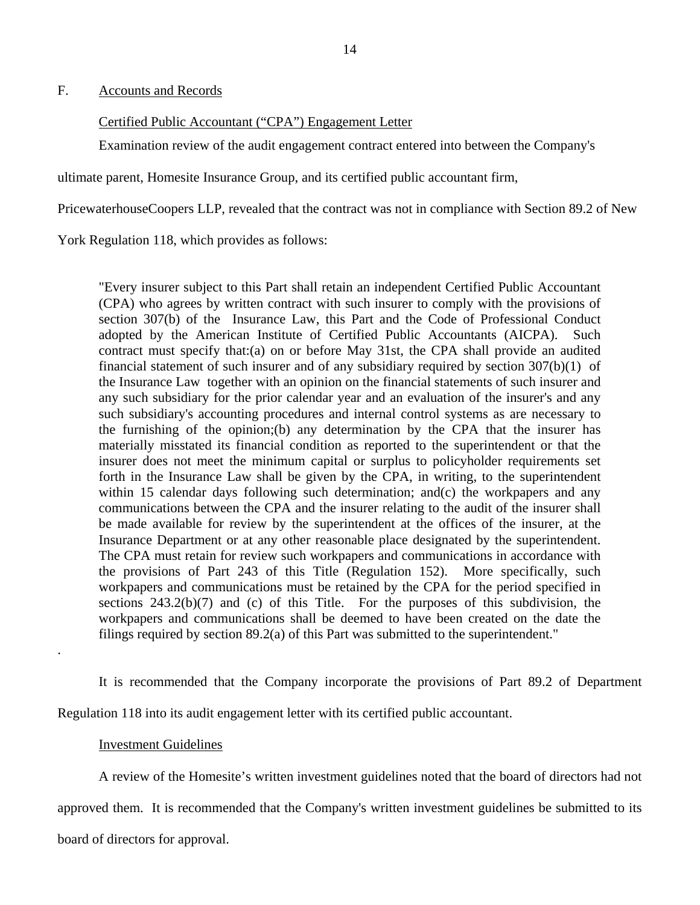## F. Accounts and Records

Certified Public Accountant ("CPA") Engagement Letter

Examination review of the audit engagement contract entered into between the Company's ultimate parent, Homesite Insurance Group, and its certified public accountant firm, PricewaterhouseCoopers LLP, revealed that the contract was not in compliance with Section 89.2 of New York Regulation 118, which provides as follows:

> "Every insurer subject to this Part shall retain an independent Certified Public Accountant (CPA) who agrees by written contract with such insurer to comply with the provisions of section 307(b) of the Insurance Law, this Part and the Code of Professional Conduct adopted by the American Institute of Certified Public Accountants (AICPA). Such contract must specify that:(a) on or before May 31st, the CPA shall provide an audited financial statement of such insurer and of any subsidiary required by section 307(b)(1) of the Insurance Law together with an opinion on the financial statements of such insurer and any such subsidiary for the prior calendar year and an evaluation of the insurer's and any such subsidiary's accounting procedures and internal control systems as are necessary to the furnishing of the opinion;(b) any determination by the CPA that the insurer has materially misstated its financial condition as reported to the superintendent or that the insurer does not meet the minimum capital or surplus to policyholder requirements set forth in the Insurance Law shall be given by the CPA, in writing, to the superintendent within 15 calendar days following such determination; and(c) the workpapers and any communications between the CPA and the insurer relating to the audit of the insurer shall be made available for review by the superintendent at the offices of the insurer, at the Insurance Department or at any other reasonable place designated by the superintendent. The CPA must retain for review such workpapers and communications in accordance with the provisions of Part 243 of this Title (Regulation 152). More specifically, such workpapers and communications must be retained by the CPA for the period specified in sections 243.2(b)(7) and (c) of this Title. For the purposes of this subdivision, the workpapers and communications shall be deemed to have been created on the date the filings required by section 89.2(a) of this Part was submitted to the superintendent."

It is recommended that the Company incorporate the provisions of Part 89.2 of Department Regulation 118 into its audit engagement letter with its certified public accountant.

Investment Guidelines

A review of the Homesite's written investment guidelines noted that the board of directors had not approved them. It is recommended that the Company's written investment guidelines be submitted to its board of directors for approval.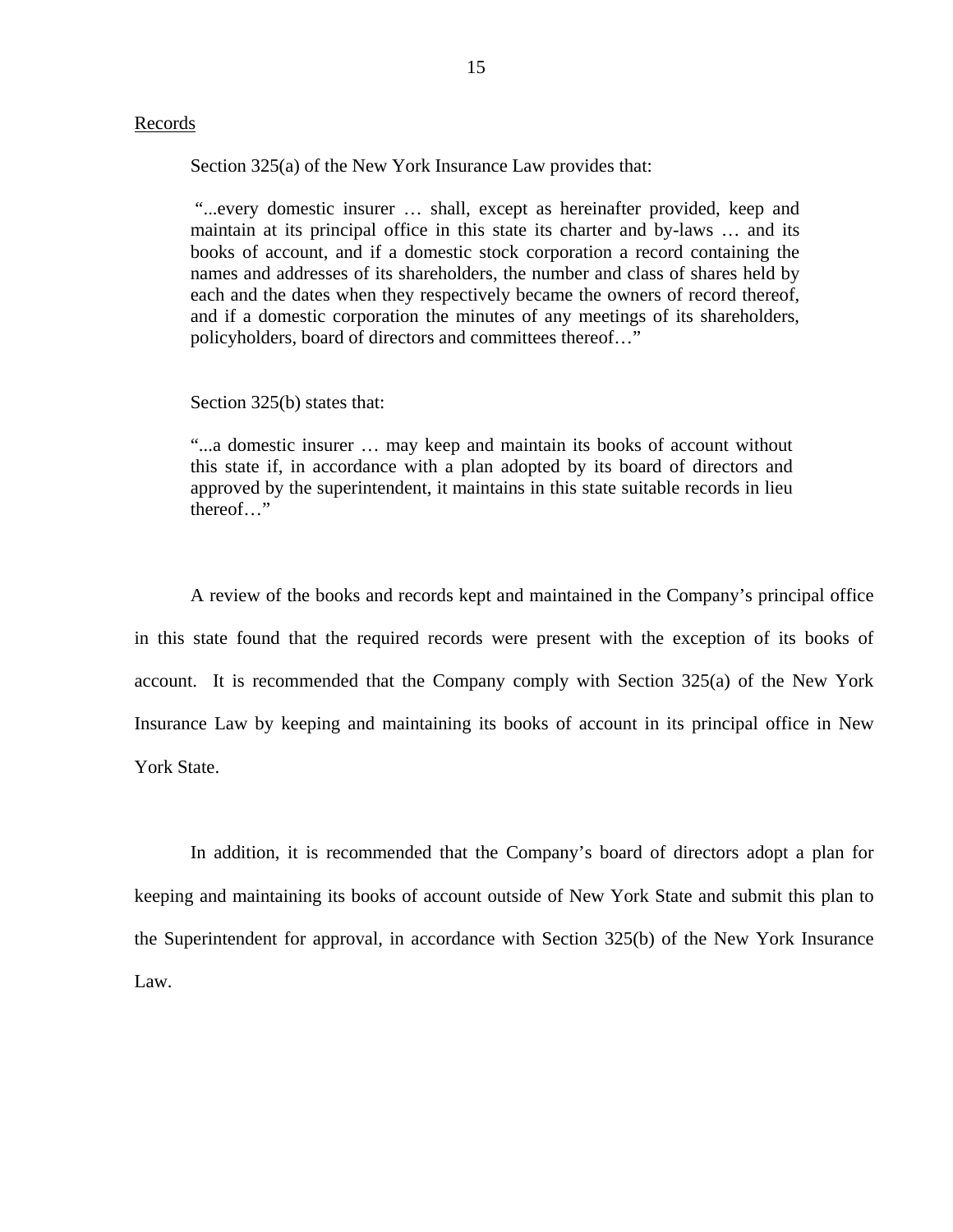Records

Section 325(a) of the New York Insurance Law provides that:

> "...every domestic insurer … shall, except as hereinafter provided, keep and maintain at its principal office in this state its charter and by-laws … and its books of account, and if a domestic stock corporation a record containing the names and addresses of its shareholders, the number and class of shares held by each and the dates when they respectively became the owners of record thereof, and if a domestic corporation the minutes of any meetings of its shareholders, policyholders, board of directors and committees thereof…"

Section 325(b) states that:

> "...a domestic insurer … may keep and maintain its books of account without this state if, in accordance with a plan adopted by its board of directors and approved by the superintendent, it maintains in this state suitable records in lieu thereof…"

A review of the books and records kept and maintained in the Company's principal office in this state found that the required records were present with the exception of its books of account. It is recommended that the Company comply with Section 325(a) of the New York Insurance Law by keeping and maintaining its books of account in its principal office in New York State.

In addition, it is recommended that the Company's board of directors adopt a plan for keeping and maintaining its books of account outside of New York State and submit this plan to the Superintendent for approval, in accordance with Section 325(b) of the New York Insurance Law.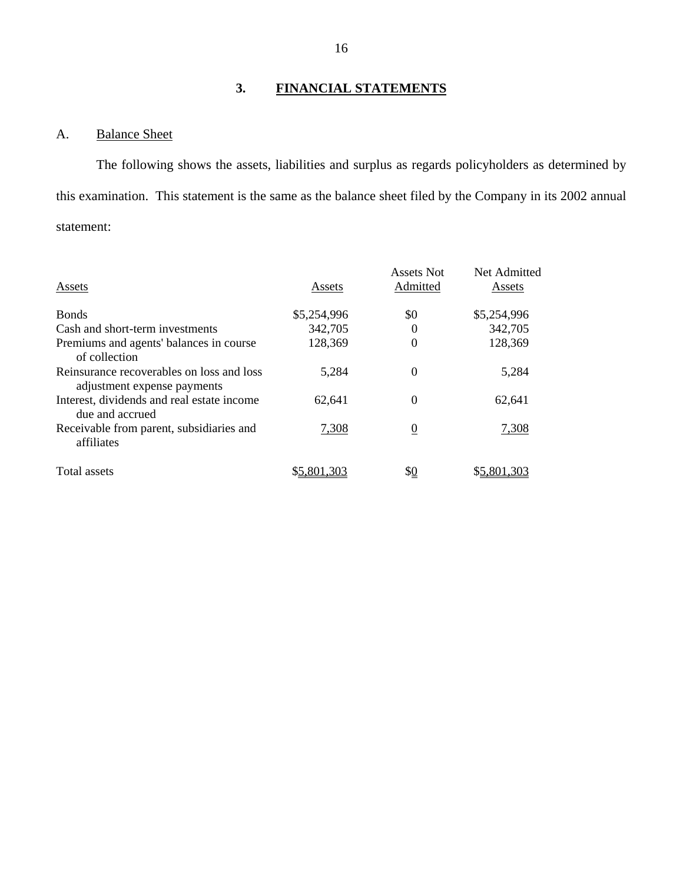## 3. FINANCIAL STATEMENTS

### A. Balance Sheet

The following shows the assets, liabilities and surplus as regards policyholders as determined by this examination. This statement is the same as the balance sheet filed by the Company in its 2002 annual statement:

| Assets | Assets | Assets Not Admitted | Net Admitted Assets |
|---|---|---|---|
| Bonds | $5,254,996 | $0 | $5,254,996 |
| Cash and short-term investments | 342,705 | 0 | 342,705 |
| Premiums and agents' balances in course of collection | 128,369 | 0 | 128,369 |
| Reinsurance recoverables on loss and loss adjustment expense payments | 5,284 | 0 | 5,284 |
| Interest, dividends and real estate income due and accrued | 62,641 | 0 | 62,641 |
| Receivable from parent, subsidiaries and affiliates | 7,308 | 0 | 7,308 |
| Total assets | $5,801,303 | $0 | $5,801,303 |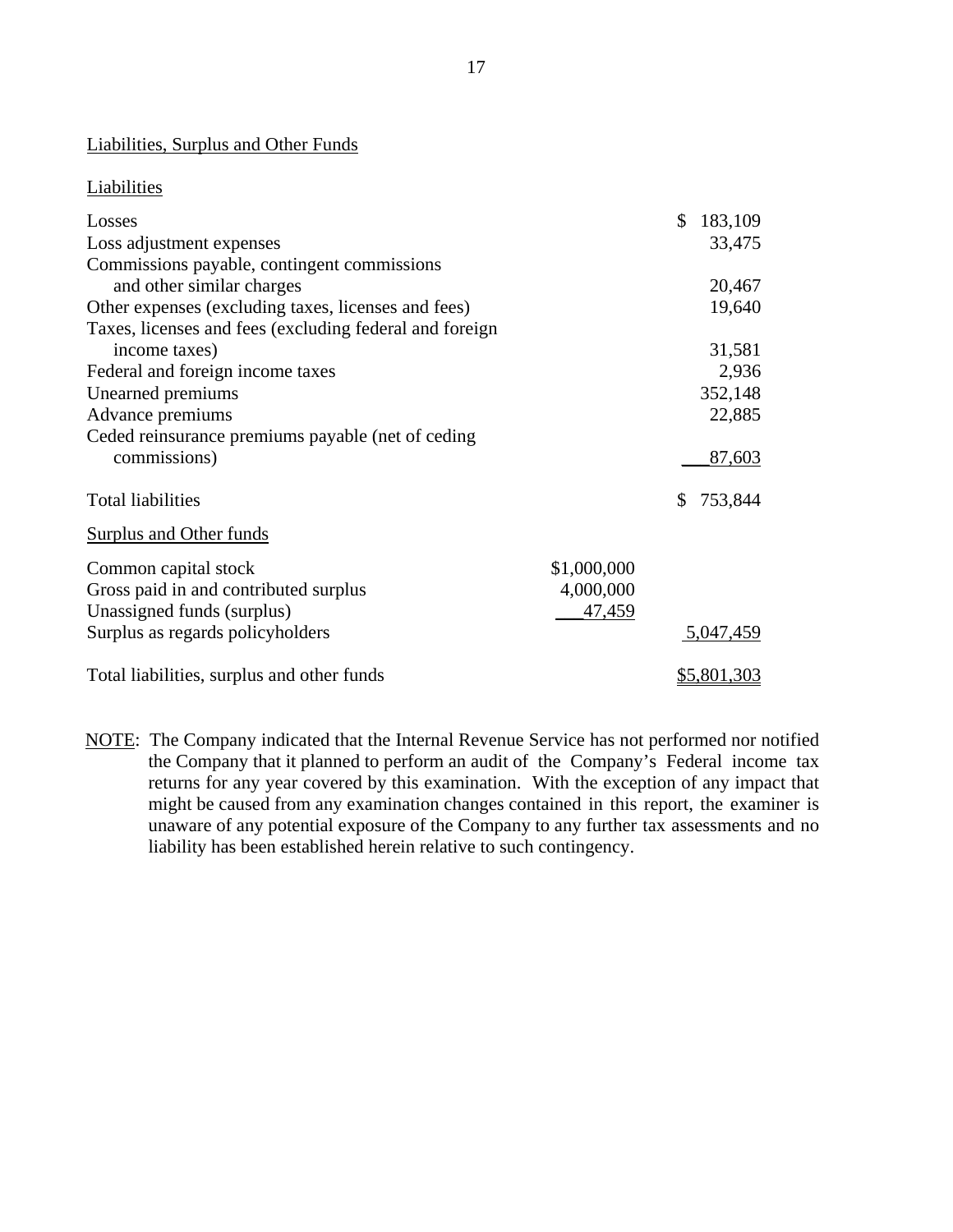Liabilities, Surplus and Other Funds

Liabilities

| | | |
|---|---|---|
| Losses | | $ 183,109 |
| Loss adjustment expenses | | 33,475 |
| Commissions payable, contingent commissions and other similar charges | | 20,467 |
| Other expenses (excluding taxes, licenses and fees) | | 19,640 |
| Taxes, licenses and fees (excluding federal and foreign income taxes) | | 31,581 |
| Federal and foreign income taxes | | 2,936 |
| Unearned premiums | | 352,148 |
| Advance premiums | | 22,885 |
| Ceded reinsurance premiums payable (net of ceding commissions) | | 87,603 |
| Total liabilities | | $ 753,844 |
| **Surplus and Other funds** | | |
| Common capital stock | $1,000,000 | |
| Gross paid in and contributed surplus | 4,000,000 | |
| Unassigned funds (surplus) | 47,459 | |
| Surplus as regards policyholders | | 5,047,459 |
| Total liabilities, surplus and other funds | | $5,801,303 |

NOTE: The Company indicated that the Internal Revenue Service has not performed nor notified the Company that it planned to perform an audit of the Company's Federal income tax returns for any year covered by this examination. With the exception of any impact that might be caused from any examination changes contained in this report, the examiner is unaware of any potential exposure of the Company to any further tax assessments and no liability has been established herein relative to such contingency.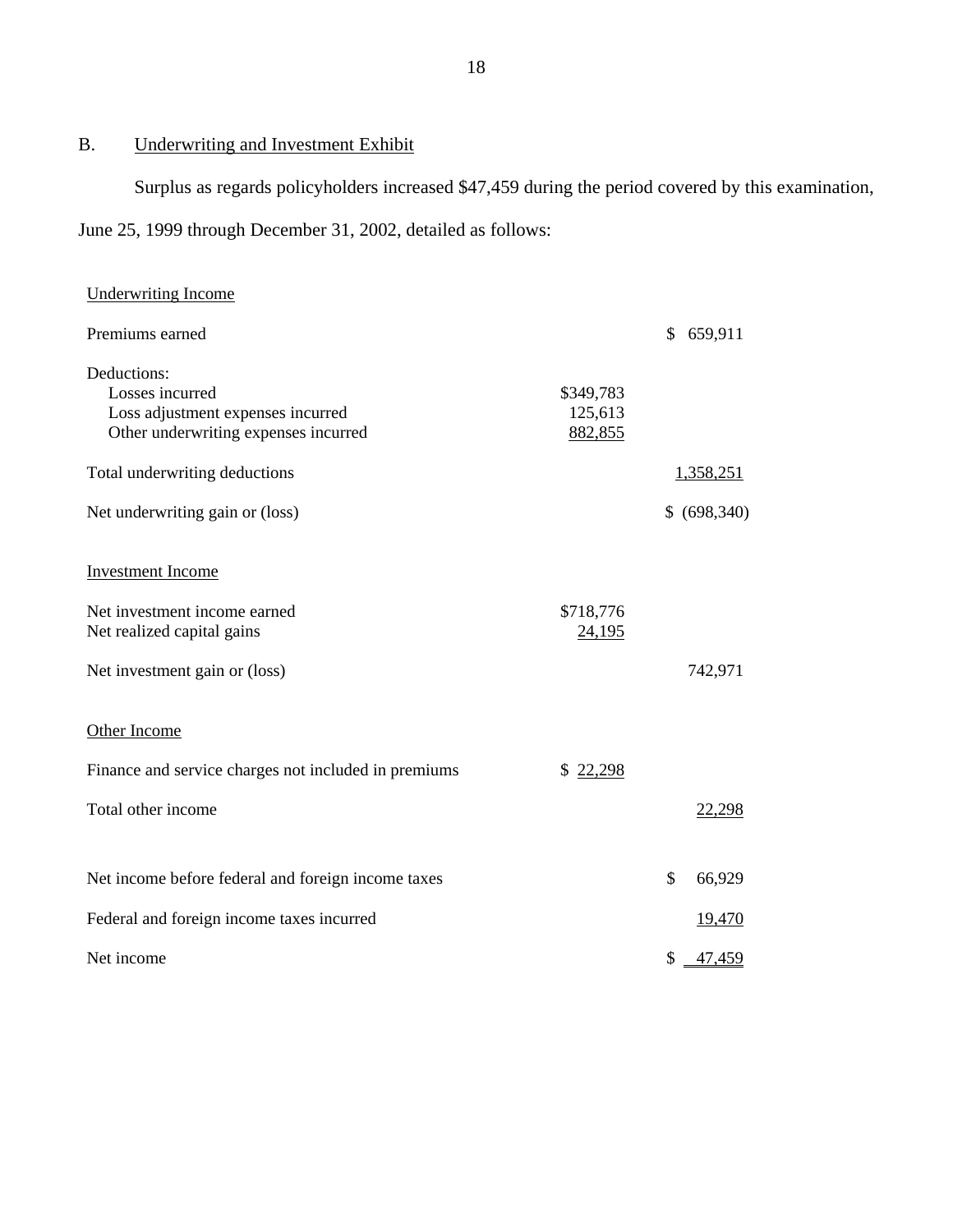## B. Underwriting and Investment Exhibit

Surplus as regards policyholders increased $47,459 during the period covered by this examination, June 25, 1999 through December 31, 2002, detailed as follows:

| | | |
|---|---|---|
| Underwriting Income | | |
| Premiums earned | | $ 659,911 |
| Deductions: | | |
| Losses incurred | $349,783 | |
| Loss adjustment expenses incurred | 125,613 | |
| Other underwriting expenses incurred | 882,855 | |
| Total underwriting deductions | | 1,358,251 |
| Net underwriting gain or (loss) | | $ (698,340) |
| Investment Income | | |
| Net investment income earned | $718,776 | |
| Net realized capital gains | 24,195 | |
| Net investment gain or (loss) | | 742,971 |
| Other Income | | |
| Finance and service charges not included in premiums | $ 22,298 | |
| Total other income | | 22,298 |
| Net income before federal and foreign income taxes | | $ 66,929 |
| Federal and foreign income taxes incurred | | 19,470 |
| Net income | | $ 47,459 |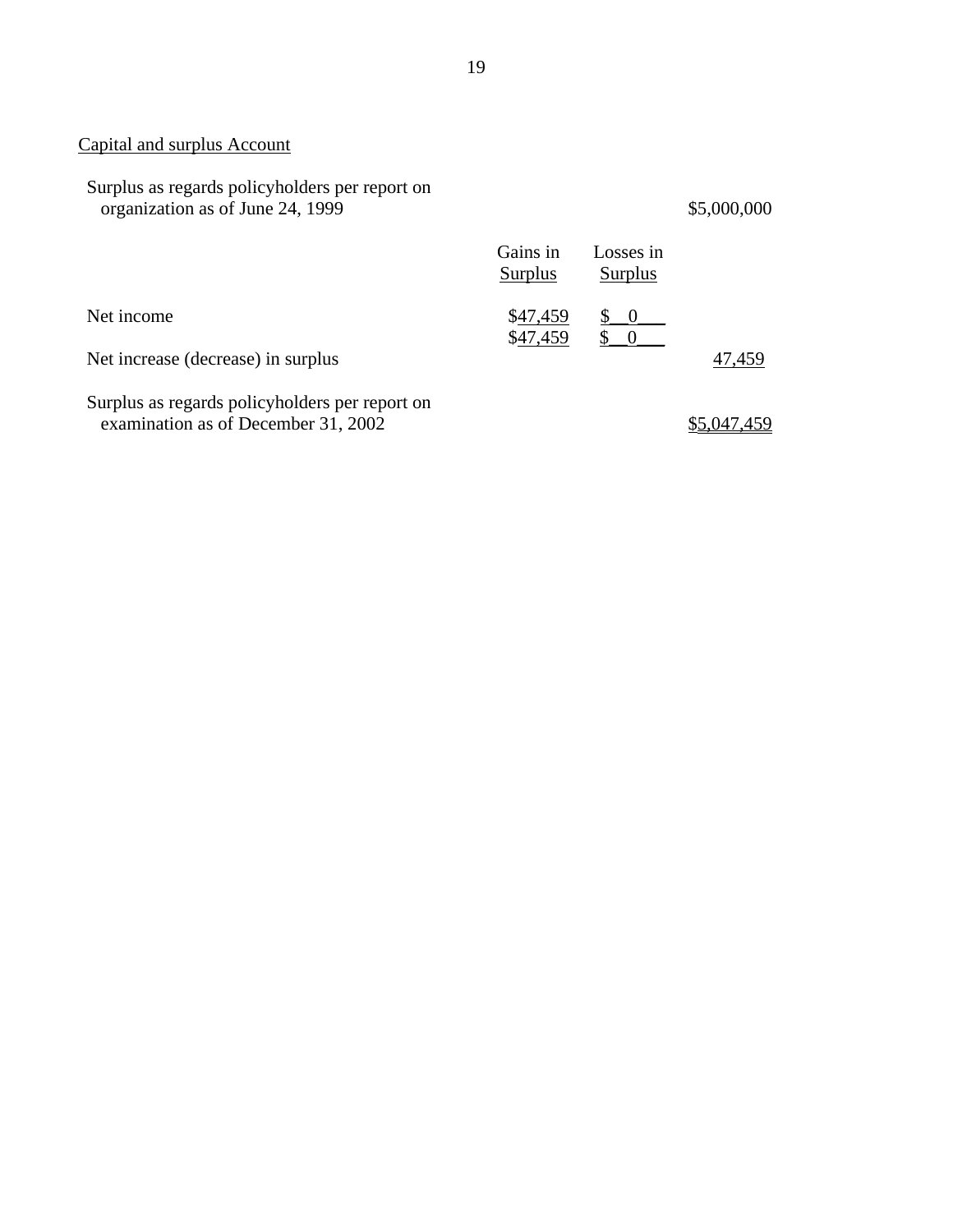Capital and surplus Account

| | Gains in Surplus | Losses in Surplus | |
|---|---|---|---|
| Surplus as regards policyholders per report on organization as of June 24, 1999 | | | $5,000,000 |
| Net income | $47,459 | $ 0 | |
| | $47,459 | $ 0 | |
| Net increase (decrease) in surplus | | | 47,459 |
| Surplus as regards policyholders per report on examination as of December 31, 2002 | | | $5,047,459 |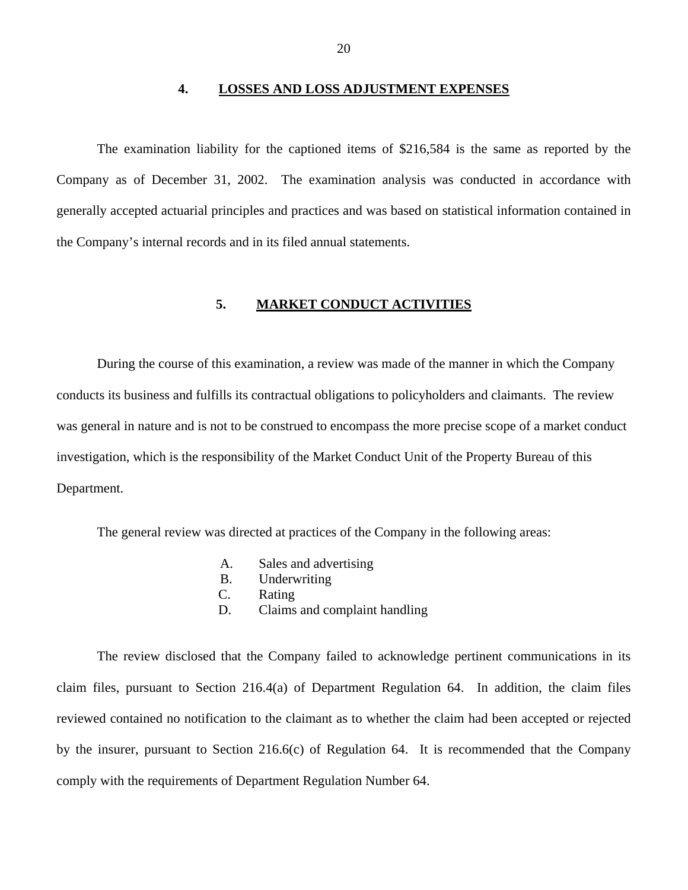## 4. LOSSES AND LOSS ADJUSTMENT EXPENSES

The examination liability for the captioned items of $216,584 is the same as reported by the Company as of December 31, 2002. The examination analysis was conducted in accordance with generally accepted actuarial principles and practices and was based on statistical information contained in the Company's internal records and in its filed annual statements.

## 5. MARKET CONDUCT ACTIVITIES

During the course of this examination, a review was made of the manner in which the Company conducts its business and fulfills its contractual obligations to policyholders and claimants. The review was general in nature and is not to be construed to encompass the more precise scope of a market conduct investigation, which is the responsibility of the Market Conduct Unit of the Property Bureau of this Department.

The general review was directed at practices of the Company in the following areas:

A. Sales and advertising
B. Underwriting
C. Rating
D. Claims and complaint handling

The review disclosed that the Company failed to acknowledge pertinent communications in its claim files, pursuant to Section 216.4(a) of Department Regulation 64. In addition, the claim files reviewed contained no notification to the claimant as to whether the claim had been accepted or rejected by the insurer, pursuant to Section 216.6(c) of Regulation 64. It is recommended that the Company comply with the requirements of Department Regulation Number 64.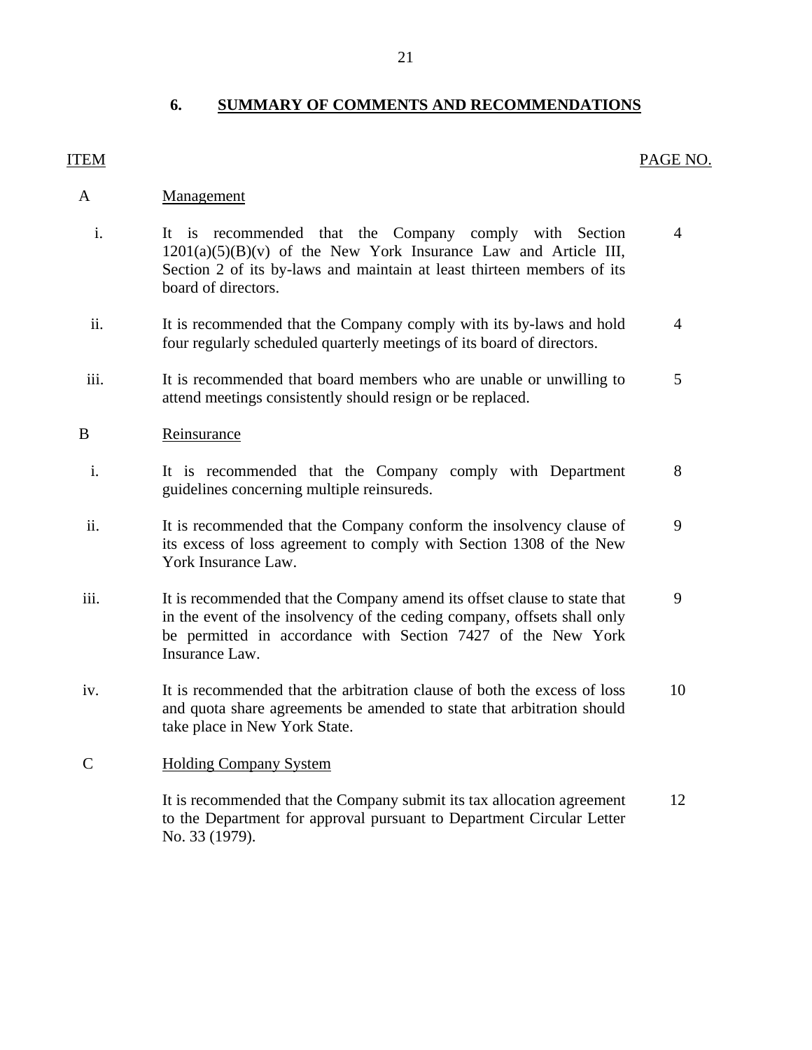## 6. SUMMARY OF COMMENTS AND RECOMMENDATIONS

| ITEM | | PAGE NO. |
|---|---|---|
| A | Management | |
| i. | It is recommended that the Company comply with Section 1201(a)(5)(B)(v) of the New York Insurance Law and Article III, Section 2 of its by-laws and maintain at least thirteen members of its board of directors. | 4 |
| ii. | It is recommended that the Company comply with its by-laws and hold four regularly scheduled quarterly meetings of its board of directors. | 4 |
| iii. | It is recommended that board members who are unable or unwilling to attend meetings consistently should resign or be replaced. | 5 |
| B | Reinsurance | |
| i. | It is recommended that the Company comply with Department guidelines concerning multiple reinsureds. | 8 |
| ii. | It is recommended that the Company conform the insolvency clause of its excess of loss agreement to comply with Section 1308 of the New York Insurance Law. | 9 |
| iii. | It is recommended that the Company amend its offset clause to state that in the event of the insolvency of the ceding company, offsets shall only be permitted in accordance with Section 7427 of the New York Insurance Law. | 9 |
| iv. | It is recommended that the arbitration clause of both the excess of loss and quota share agreements be amended to state that arbitration should take place in New York State. | 10 |
| C | Holding Company System | |
| | It is recommended that the Company submit its tax allocation agreement to the Department for approval pursuant to Department Circular Letter No. 33 (1979). | 12 |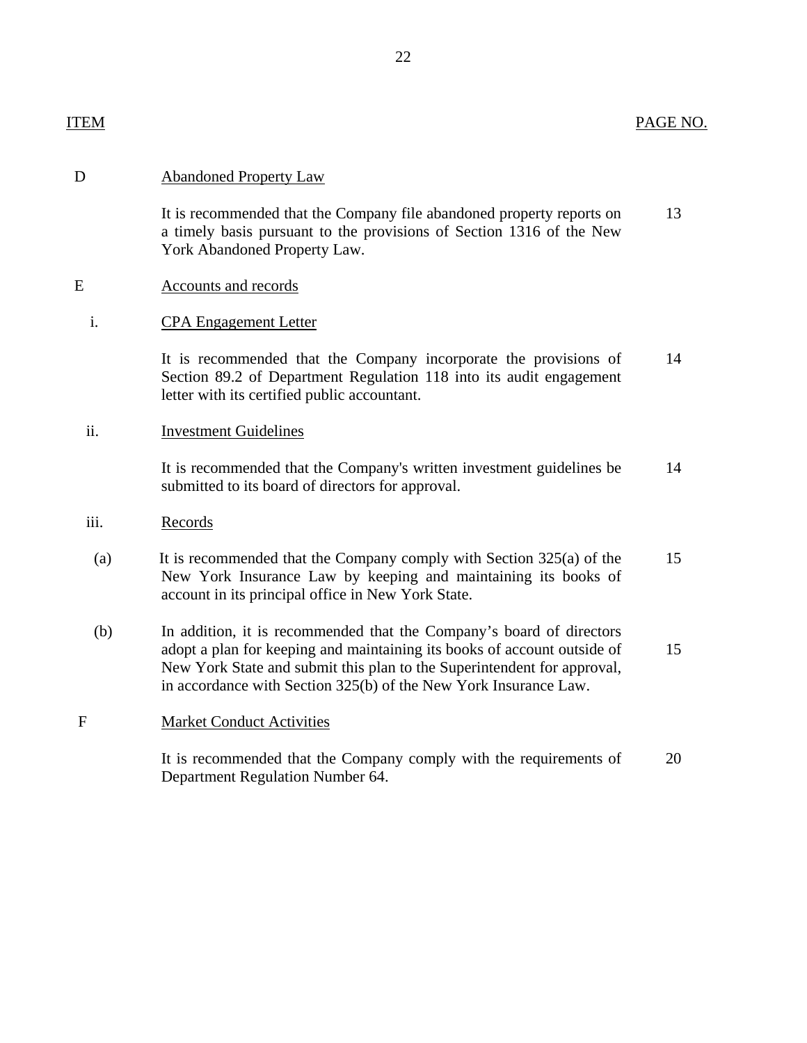| ITEM | | PAGE NO. |
|---|---|---|
| D | Abandoned Property Law | |
| | It is recommended that the Company file abandoned property reports on a timely basis pursuant to the provisions of Section 1316 of the New York Abandoned Property Law. | 13 |
| E | Accounts and records | |
| i. | CPA Engagement Letter | |
| | It is recommended that the Company incorporate the provisions of Section 89.2 of Department Regulation 118 into its audit engagement letter with its certified public accountant. | 14 |
| ii. | Investment Guidelines | |
| | It is recommended that the Company's written investment guidelines be submitted to its board of directors for approval. | 14 |
| iii. | Records | |
| (a) | It is recommended that the Company comply with Section 325(a) of the New York Insurance Law by keeping and maintaining its books of account in its principal office in New York State. | 15 |
| (b) | In addition, it is recommended that the Company's board of directors adopt a plan for keeping and maintaining its books of account outside of New York State and submit this plan to the Superintendent for approval, in accordance with Section 325(b) of the New York Insurance Law. | 15 |
| F | Market Conduct Activities | |
| | It is recommended that the Company comply with the requirements of Department Regulation Number 64. | 20 |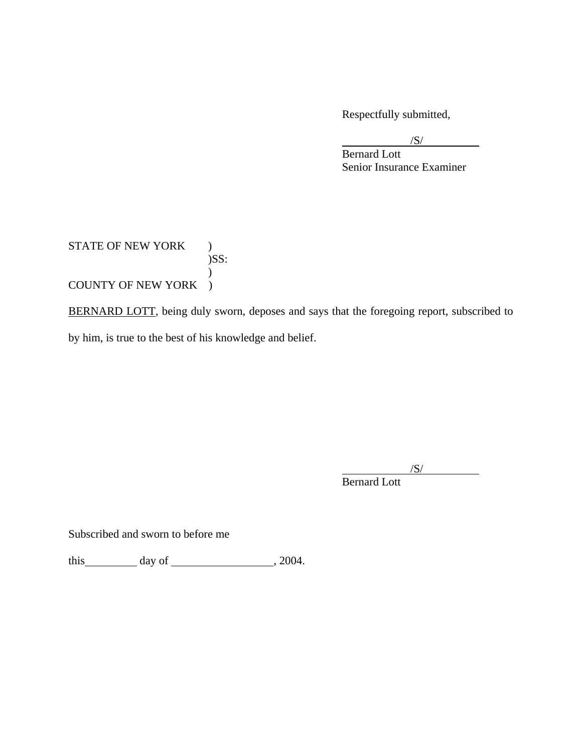Respectfully submitted,

/S/
Bernard Lott
Senior Insurance Examiner

STATE OF NEW YORK )
)SS:
)
COUNTY OF NEW YORK )

BERNARD LOTT, being duly sworn, deposes and says that the foregoing report, subscribed to by him, is true to the best of his knowledge and belief.

/S/
Bernard Lott

Subscribed and sworn to before me

this\_\_\_\_\_\_\_\_\_ day of \_\_\_\_\_\_\_\_\_\_\_\_\_\_\_\_\_, 2004.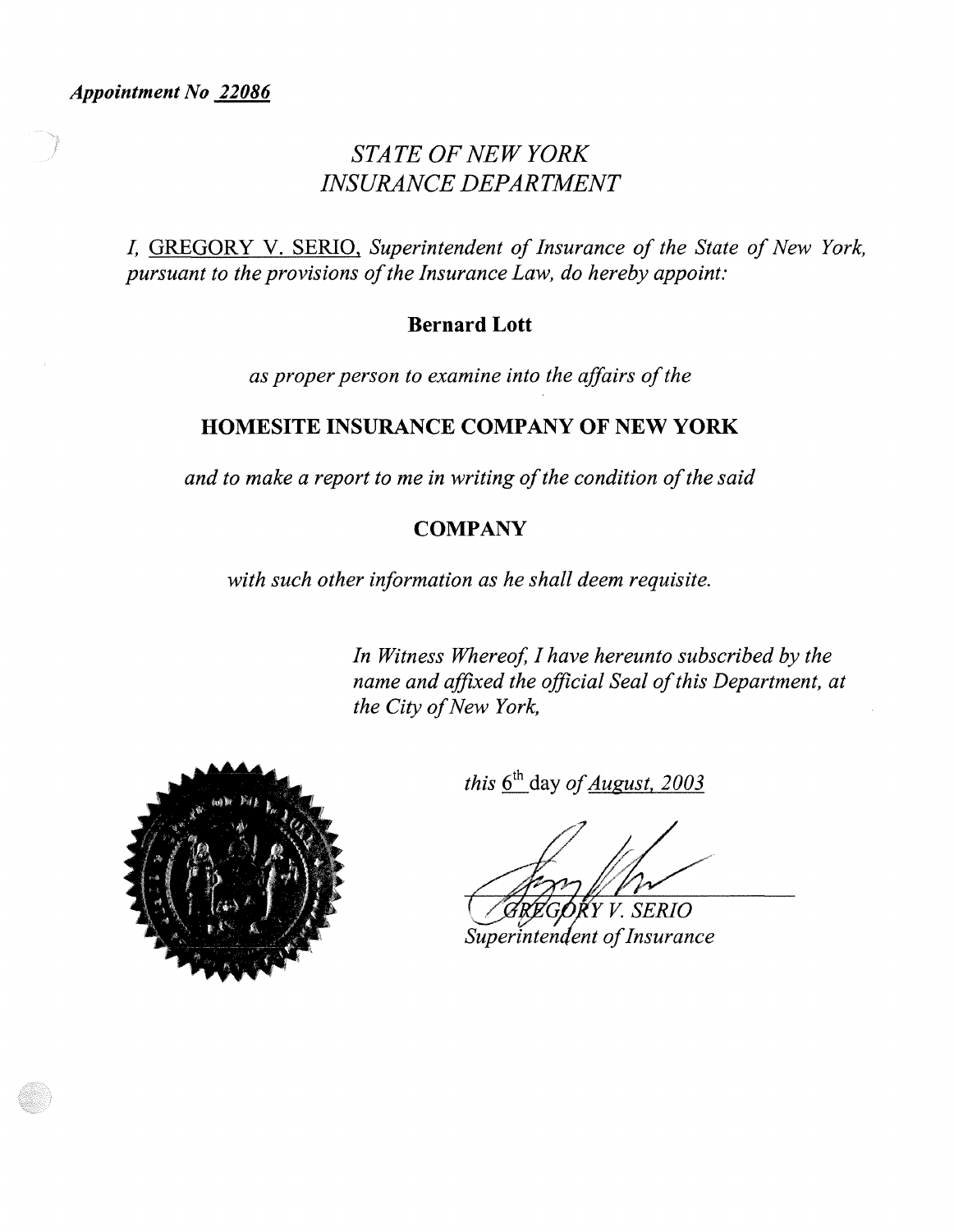*Appointment No 22086*

*STATE OF NEW YORK*
*INSURANCE DEPARTMENT*

*I, GREGORY V. SERIO, Superintendent of Insurance of the State of New York, pursuant to the provisions of the Insurance Law, do hereby appoint:*

**Bernard Lott**

*as proper person to examine into the affairs of the*

**HOMESITE INSURANCE COMPANY OF NEW YORK**

*and to make a report to me in writing of the condition of the said*

**COMPANY**

*with such other information as he shall deem requisite.*

*In Witness Whereof, I have hereunto subscribed by the name and affixed the official Seal of this Department, at the City of New York,*

*this 6th day of August, 2003*

*GREGORY V. SERIO*
*Superintendent of Insurance*